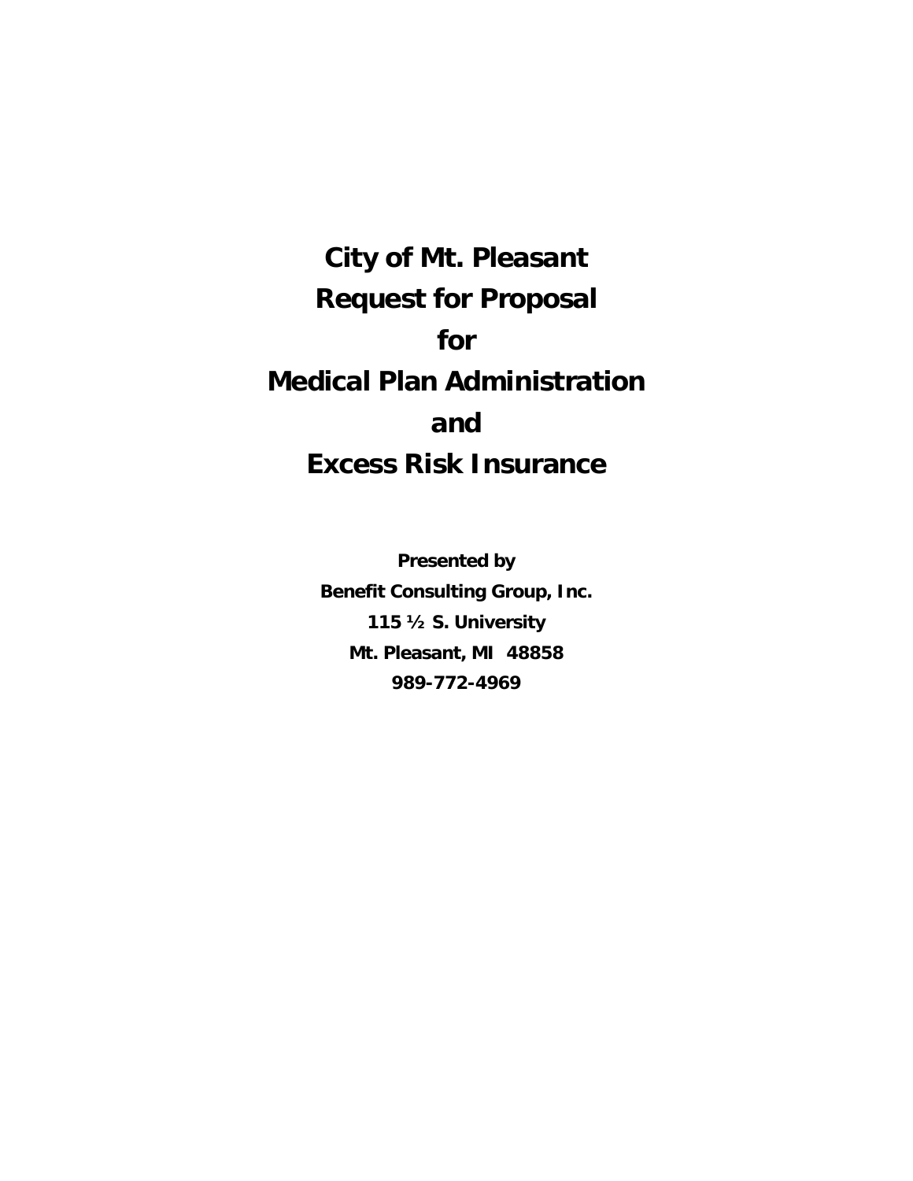# City of Mt. Pleasant
# Request for Proposal
# for
# Medical Plan Administration
# and
# Excess Risk Insurance

**Presented by**

**Benefit Consulting Group, Inc.**

**115 ½ S. University**

**Mt. Pleasant, MI 48858**

**989-772-4969**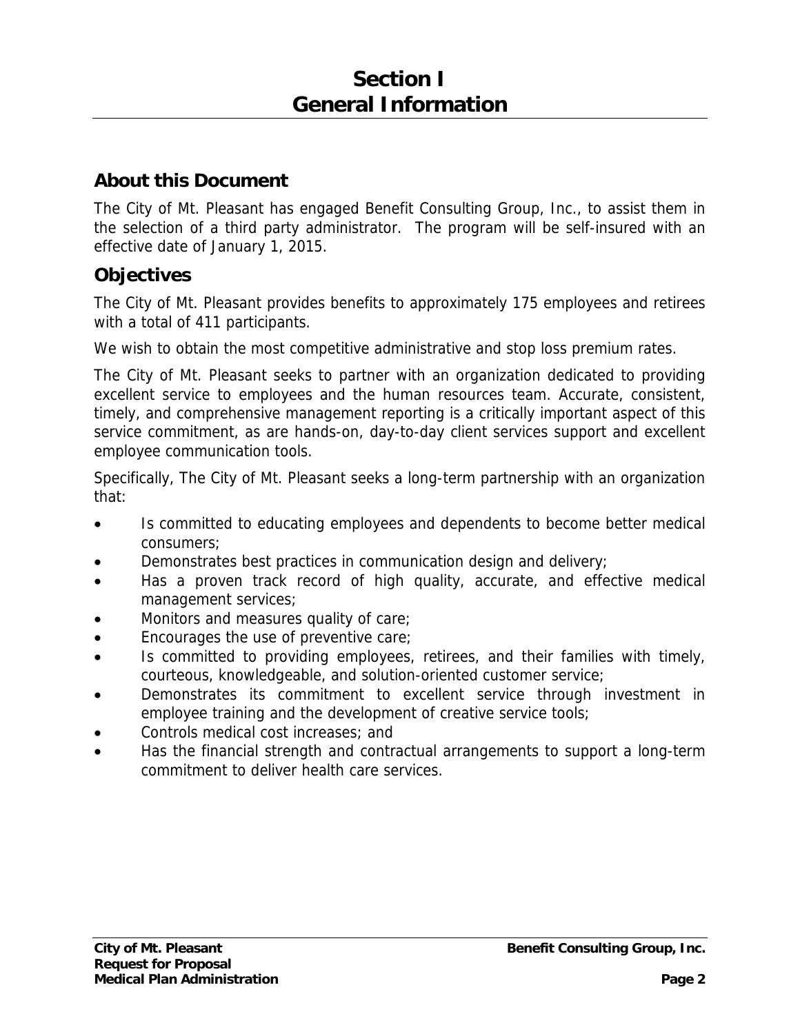# Section I
# General Information

## About this Document

The City of Mt. Pleasant has engaged Benefit Consulting Group, Inc., to assist them in the selection of a third party administrator. The program will be self-insured with an effective date of January 1, 2015.

## Objectives

The City of Mt. Pleasant provides benefits to approximately 175 employees and retirees with a total of 411 participants.

We wish to obtain the most competitive administrative and stop loss premium rates.

The City of Mt. Pleasant seeks to partner with an organization dedicated to providing excellent service to employees and the human resources team. Accurate, consistent, timely, and comprehensive management reporting is a critically important aspect of this service commitment, as are hands-on, day-to-day client services support and excellent employee communication tools.

Specifically, The City of Mt. Pleasant seeks a long-term partnership with an organization that:

- Is committed to educating employees and dependents to become better medical consumers;
- Demonstrates best practices in communication design and delivery;
- Has a proven track record of high quality, accurate, and effective medical management services;
- Monitors and measures quality of care;
- Encourages the use of preventive care;
- Is committed to providing employees, retirees, and their families with timely, courteous, knowledgeable, and solution-oriented customer service;
- Demonstrates its commitment to excellent service through investment in employee training and the development of creative service tools;
- Controls medical cost increases; and
- Has the financial strength and contractual arrangements to support a long-term commitment to deliver health care services.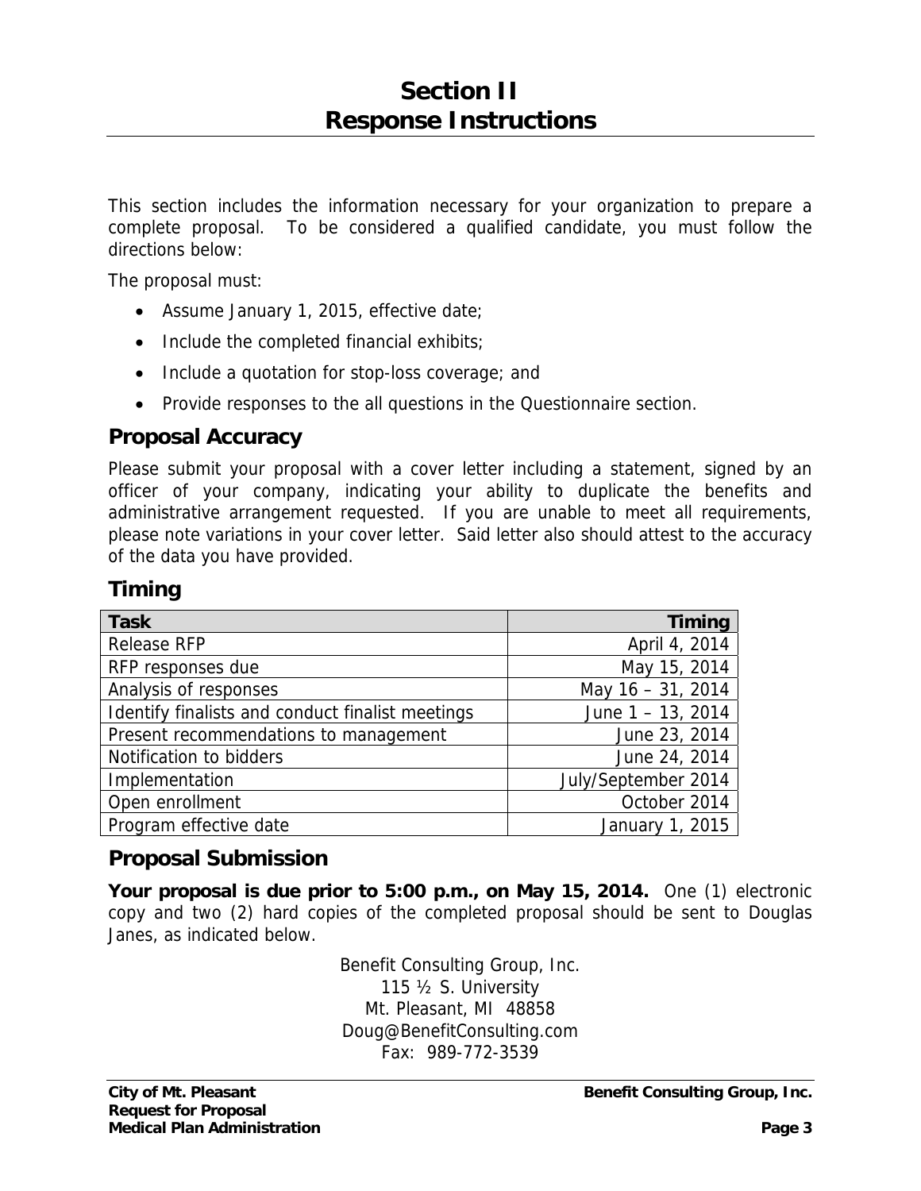# Section II
# Response Instructions

This section includes the information necessary for your organization to prepare a complete proposal. To be considered a qualified candidate, you must follow the directions below:

The proposal must:

- Assume January 1, 2015, effective date;
- Include the completed financial exhibits;
- Include a quotation for stop-loss coverage; and
- Provide responses to the all questions in the Questionnaire section.

## Proposal Accuracy

Please submit your proposal with a cover letter including a statement, signed by an officer of your company, indicating your ability to duplicate the benefits and administrative arrangement requested. If you are unable to meet all requirements, please note variations in your cover letter. Said letter also should attest to the accuracy of the data you have provided.

## Timing

| Task | Timing |
|---|---:|
| Release RFP | April 4, 2014 |
| RFP responses due | May 15, 2014 |
| Analysis of responses | May 16 – 31, 2014 |
| Identify finalists and conduct finalist meetings | June 1 – 13, 2014 |
| Present recommendations to management | June 23, 2014 |
| Notification to bidders | June 24, 2014 |
| Implementation | July/September 2014 |
| Open enrollment | October 2014 |
| Program effective date | January 1, 2015 |

## Proposal Submission

**Your proposal is due prior to 5:00 p.m., on May 15, 2014.** One (1) electronic copy and two (2) hard copies of the completed proposal should be sent to Douglas Janes, as indicated below.

Benefit Consulting Group, Inc.
115 ½ S. University
Mt. Pleasant, MI 48858
Doug@BenefitConsulting.com
Fax: 989-772-3539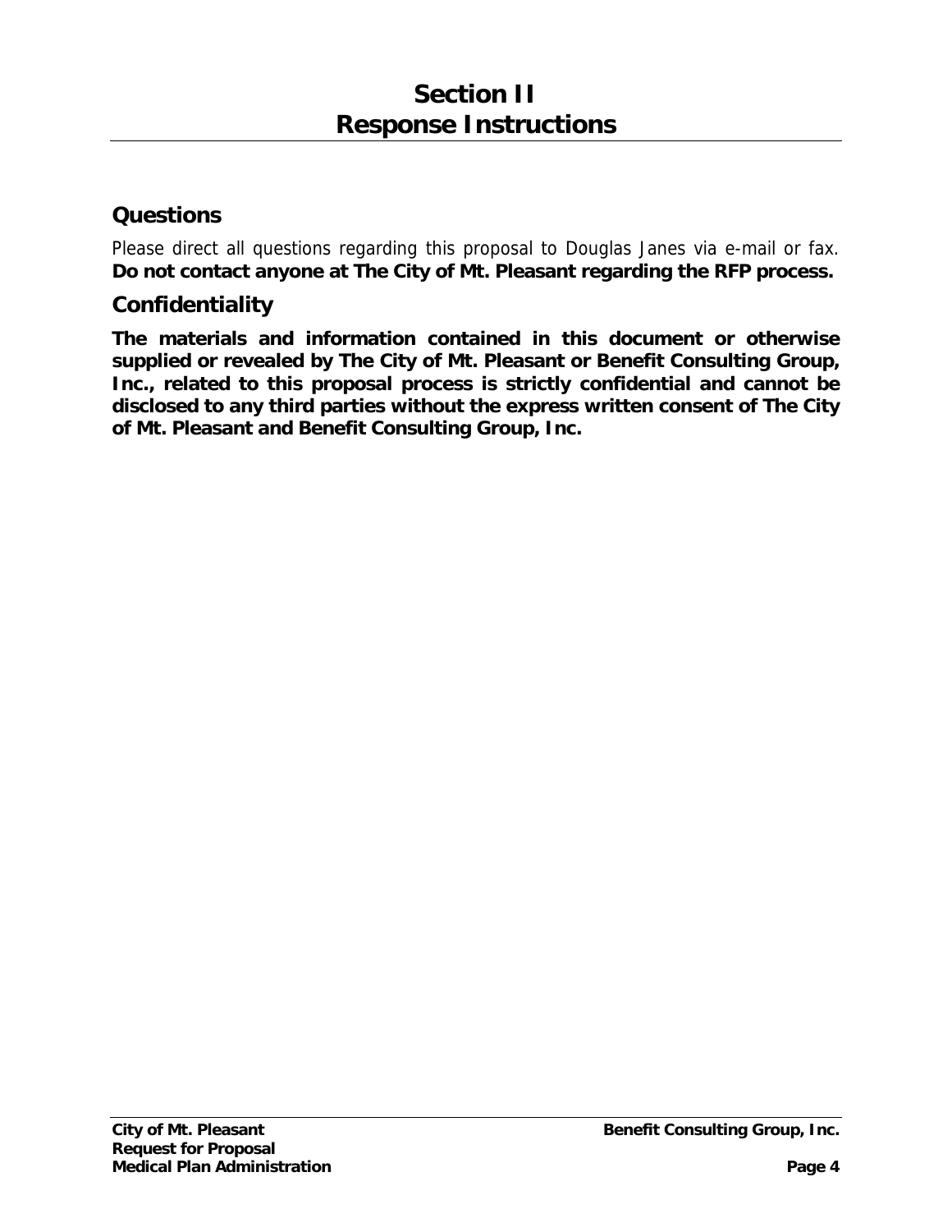# Section II
# Response Instructions

## Questions

Please direct all questions regarding this proposal to Douglas Janes via e-mail or fax. **Do not contact anyone at The City of Mt. Pleasant regarding the RFP process.**

## Confidentiality

**The materials and information contained in this document or otherwise supplied or revealed by The City of Mt. Pleasant or Benefit Consulting Group, Inc., related to this proposal process is strictly confidential and cannot be disclosed to any third parties without the express written consent of The City of Mt. Pleasant and Benefit Consulting Group, Inc.**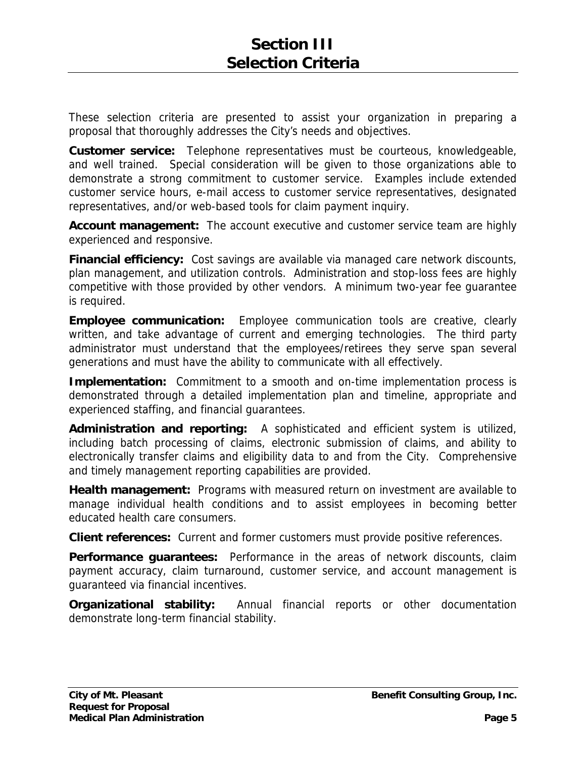# Section III
# Selection Criteria

These selection criteria are presented to assist your organization in preparing a proposal that thoroughly addresses the City's needs and objectives.

**Customer service:** Telephone representatives must be courteous, knowledgeable, and well trained. Special consideration will be given to those organizations able to demonstrate a strong commitment to customer service. Examples include extended customer service hours, e-mail access to customer service representatives, designated representatives, and/or web-based tools for claim payment inquiry.

**Account management:** The account executive and customer service team are highly experienced and responsive.

**Financial efficiency:** Cost savings are available via managed care network discounts, plan management, and utilization controls. Administration and stop-loss fees are highly competitive with those provided by other vendors. A minimum two-year fee guarantee is required.

**Employee communication:** Employee communication tools are creative, clearly written, and take advantage of current and emerging technologies. The third party administrator must understand that the employees/retirees they serve span several generations and must have the ability to communicate with all effectively.

**Implementation:** Commitment to a smooth and on-time implementation process is demonstrated through a detailed implementation plan and timeline, appropriate and experienced staffing, and financial guarantees.

**Administration and reporting:** A sophisticated and efficient system is utilized, including batch processing of claims, electronic submission of claims, and ability to electronically transfer claims and eligibility data to and from the City. Comprehensive and timely management reporting capabilities are provided.

**Health management:** Programs with measured return on investment are available to manage individual health conditions and to assist employees in becoming better educated health care consumers.

**Client references:** Current and former customers must provide positive references.

**Performance guarantees:** Performance in the areas of network discounts, claim payment accuracy, claim turnaround, customer service, and account management is guaranteed via financial incentives.

**Organizational stability:** Annual financial reports or other documentation demonstrate long-term financial stability.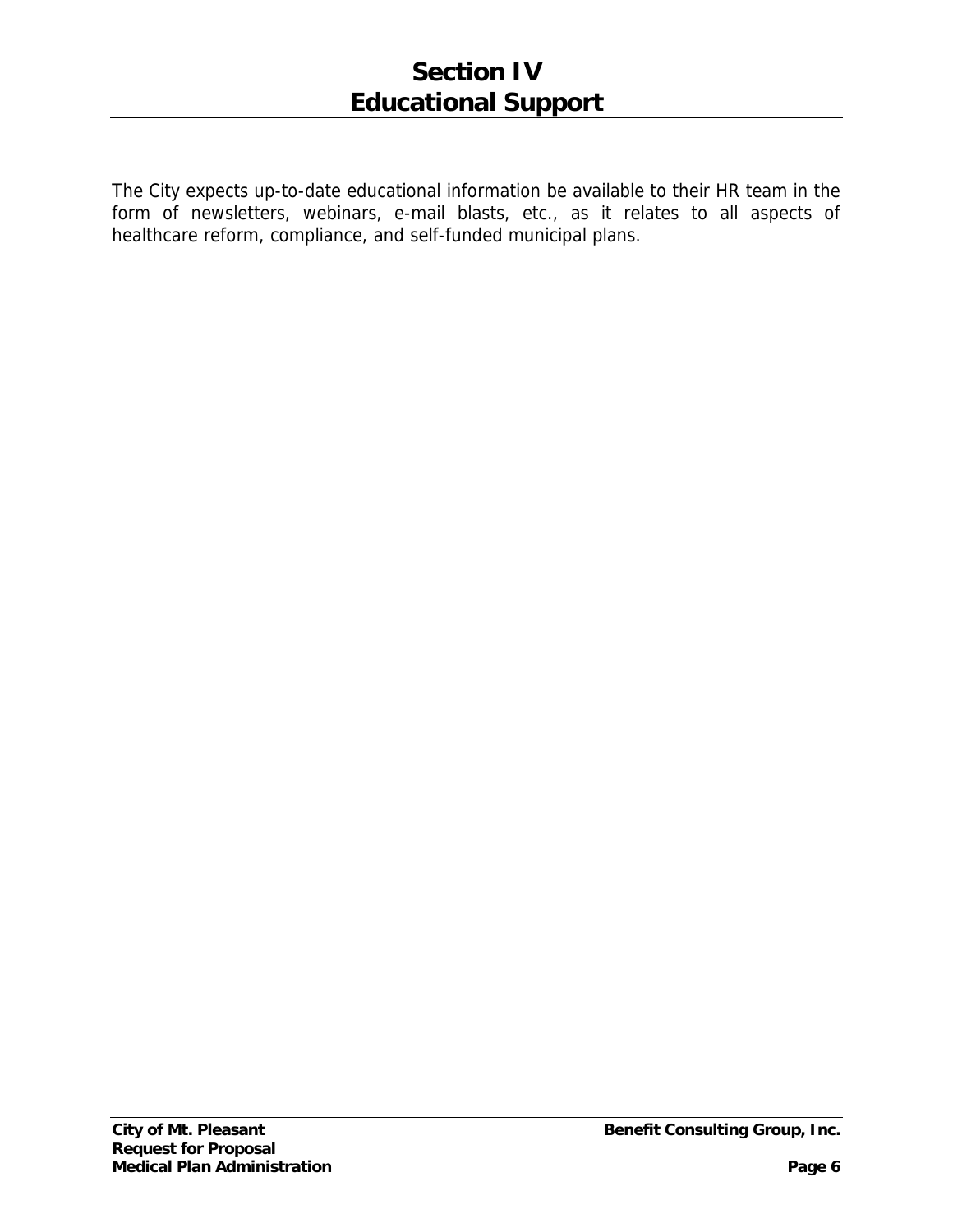# Section IV
# Educational Support

The City expects up-to-date educational information be available to their HR team in the form of newsletters, webinars, e-mail blasts, etc., as it relates to all aspects of healthcare reform, compliance, and self-funded municipal plans.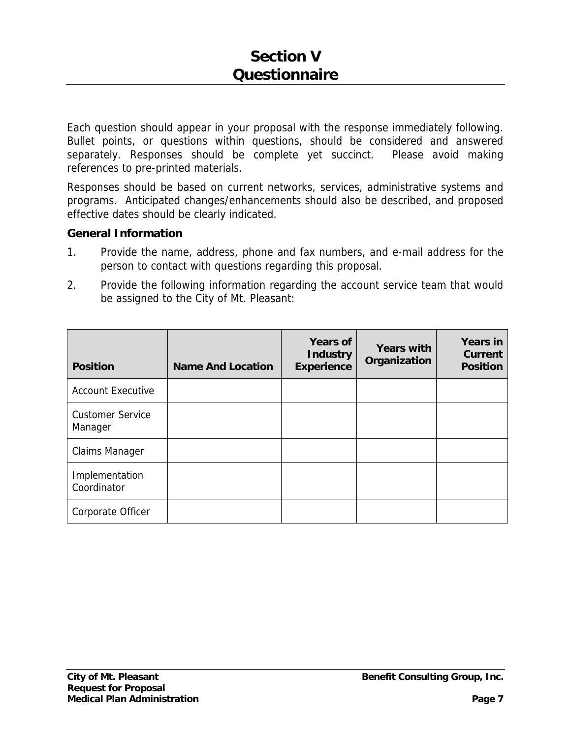# Section V
# Questionnaire

Each question should appear in your proposal with the response immediately following. Bullet points, or questions within questions, should be considered and answered separately. Responses should be complete yet succinct. Please avoid making references to pre-printed materials.

Responses should be based on current networks, services, administrative systems and programs. Anticipated changes/enhancements should also be described, and proposed effective dates should be clearly indicated.

### General Information

1. Provide the name, address, phone and fax numbers, and e-mail address for the person to contact with questions regarding this proposal.
2. Provide the following information regarding the account service team that would be assigned to the City of Mt. Pleasant:

| Position | Name And Location | Years of Industry Experience | Years with Organization | Years in Current Position |
|---|---|---|---|---|
| Account Executive | | | | |
| Customer Service Manager | | | | |
| Claims Manager | | | | |
| Implementation Coordinator | | | | |
| Corporate Officer | | | | |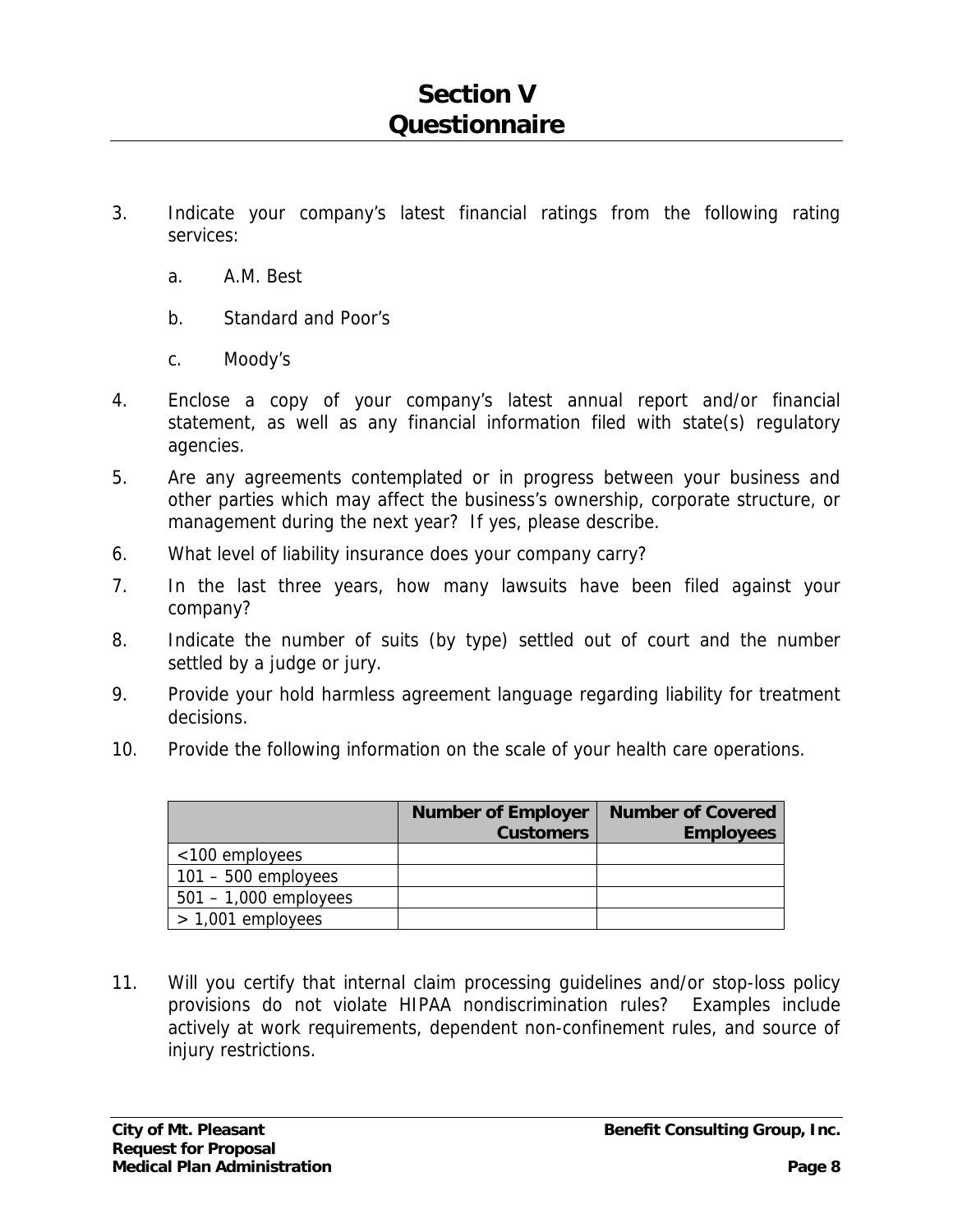# Section V
# Questionnaire

3. Indicate your company's latest financial ratings from the following rating services:

   a. A.M. Best

   b. Standard and Poor's

   c. Moody's

4. Enclose a copy of your company's latest annual report and/or financial statement, as well as any financial information filed with state(s) regulatory agencies.

5. Are any agreements contemplated or in progress between your business and other parties which may affect the business's ownership, corporate structure, or management during the next year? If yes, please describe.

6. What level of liability insurance does your company carry?

7. In the last three years, how many lawsuits have been filed against your company?

8. Indicate the number of suits (by type) settled out of court and the number settled by a judge or jury.

9. Provide your hold harmless agreement language regarding liability for treatment decisions.

10. Provide the following information on the scale of your health care operations.

| | Number of Employer Customers | Number of Covered Employees |
|---|---|---|
| <100 employees | | |
| 101 – 500 employees | | |
| 501 – 1,000 employees | | |
| > 1,001 employees | | |

11. Will you certify that internal claim processing guidelines and/or stop-loss policy provisions do not violate HIPAA nondiscrimination rules? Examples include actively at work requirements, dependent non-confinement rules, and source of injury restrictions.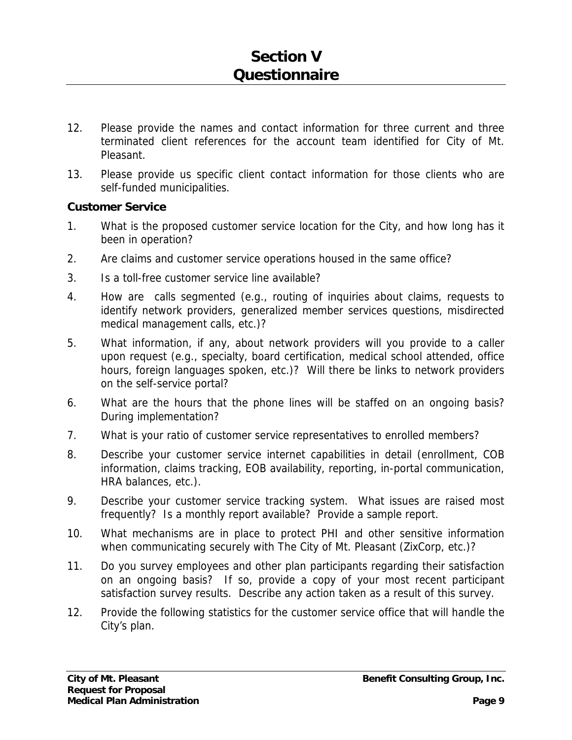# Section V
# Questionnaire

12. Please provide the names and contact information for three current and three terminated client references for the account team identified for City of Mt. Pleasant.

13. Please provide us specific client contact information for those clients who are self-funded municipalities.

**Customer Service**

1. What is the proposed customer service location for the City, and how long has it been in operation?

2. Are claims and customer service operations housed in the same office?

3. Is a toll-free customer service line available?

4. How are calls segmented (e.g., routing of inquiries about claims, requests to identify network providers, generalized member services questions, misdirected medical management calls, etc.)?

5. What information, if any, about network providers will you provide to a caller upon request (e.g., specialty, board certification, medical school attended, office hours, foreign languages spoken, etc.)? Will there be links to network providers on the self-service portal?

6. What are the hours that the phone lines will be staffed on an ongoing basis? During implementation?

7. What is your ratio of customer service representatives to enrolled members?

8. Describe your customer service internet capabilities in detail (enrollment, COB information, claims tracking, EOB availability, reporting, in-portal communication, HRA balances, etc.).

9. Describe your customer service tracking system. What issues are raised most frequently? Is a monthly report available? Provide a sample report.

10. What mechanisms are in place to protect PHI and other sensitive information when communicating securely with The City of Mt. Pleasant (ZixCorp, etc.)?

11. Do you survey employees and other plan participants regarding their satisfaction on an ongoing basis? If so, provide a copy of your most recent participant satisfaction survey results. Describe any action taken as a result of this survey.

12. Provide the following statistics for the customer service office that will handle the City's plan.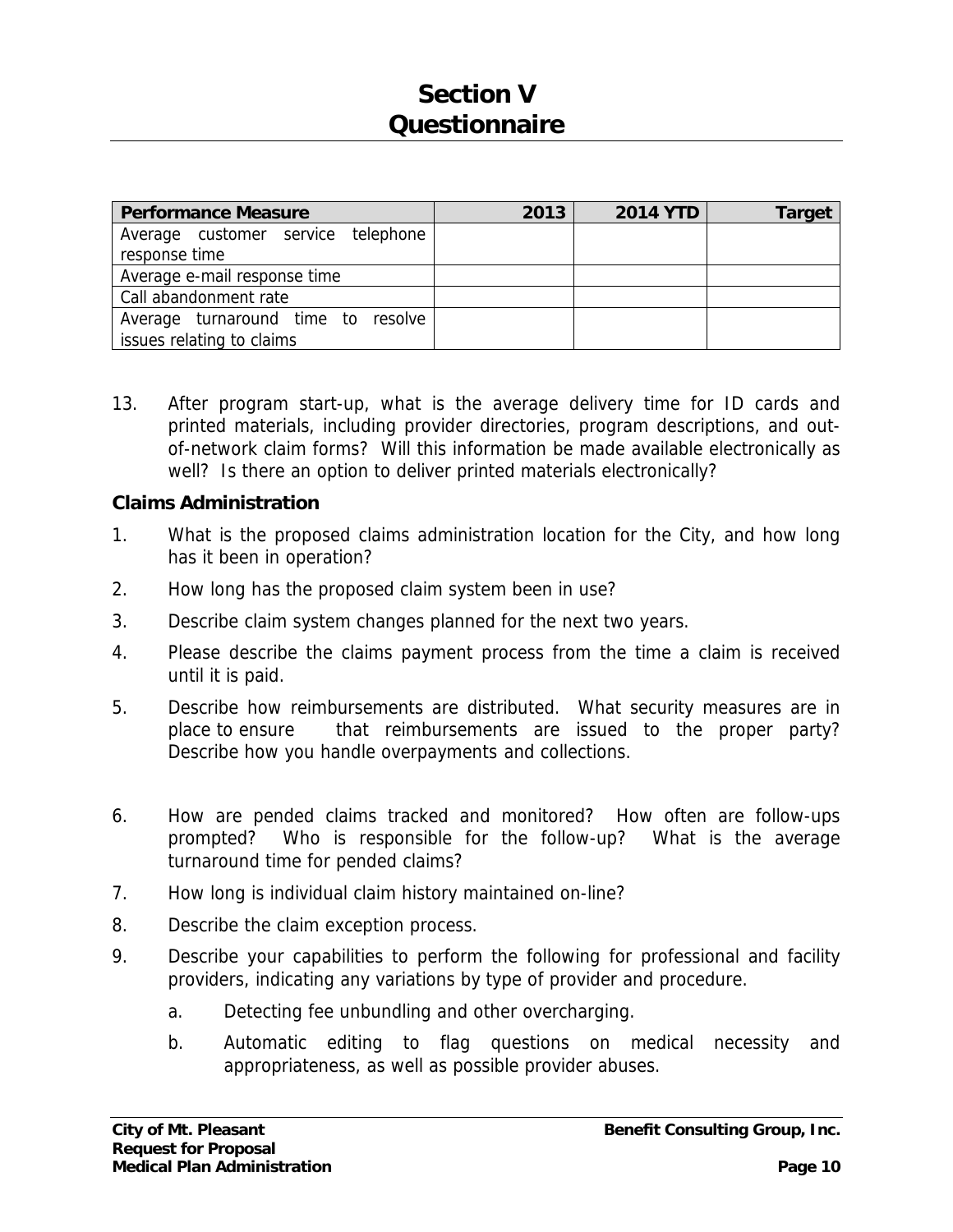# Section V
# Questionnaire

| Performance Measure | 2013 | 2014 YTD | Target |
|---|---|---|---|
| Average customer service telephone response time | | | |
| Average e-mail response time | | | |
| Call abandonment rate | | | |
| Average turnaround time to resolve issues relating to claims | | | |

13. After program start-up, what is the average delivery time for ID cards and printed materials, including provider directories, program descriptions, and out-of-network claim forms? Will this information be made available electronically as well? Is there an option to deliver printed materials electronically?

**Claims Administration**

1. What is the proposed claims administration location for the City, and how long has it been in operation?
2. How long has the proposed claim system been in use?
3. Describe claim system changes planned for the next two years.
4. Please describe the claims payment process from the time a claim is received until it is paid.
5. Describe how reimbursements are distributed. What security measures are in place to ensure that reimbursements are issued to the proper party? Describe how you handle overpayments and collections.
6. How are pended claims tracked and monitored? How often are follow-ups prompted? Who is responsible for the follow-up? What is the average turnaround time for pended claims?
7. How long is individual claim history maintained on-line?
8. Describe the claim exception process.
9. Describe your capabilities to perform the following for professional and facility providers, indicating any variations by type of provider and procedure.
   a. Detecting fee unbundling and other overcharging.
   b. Automatic editing to flag questions on medical necessity and appropriateness, as well as possible provider abuses.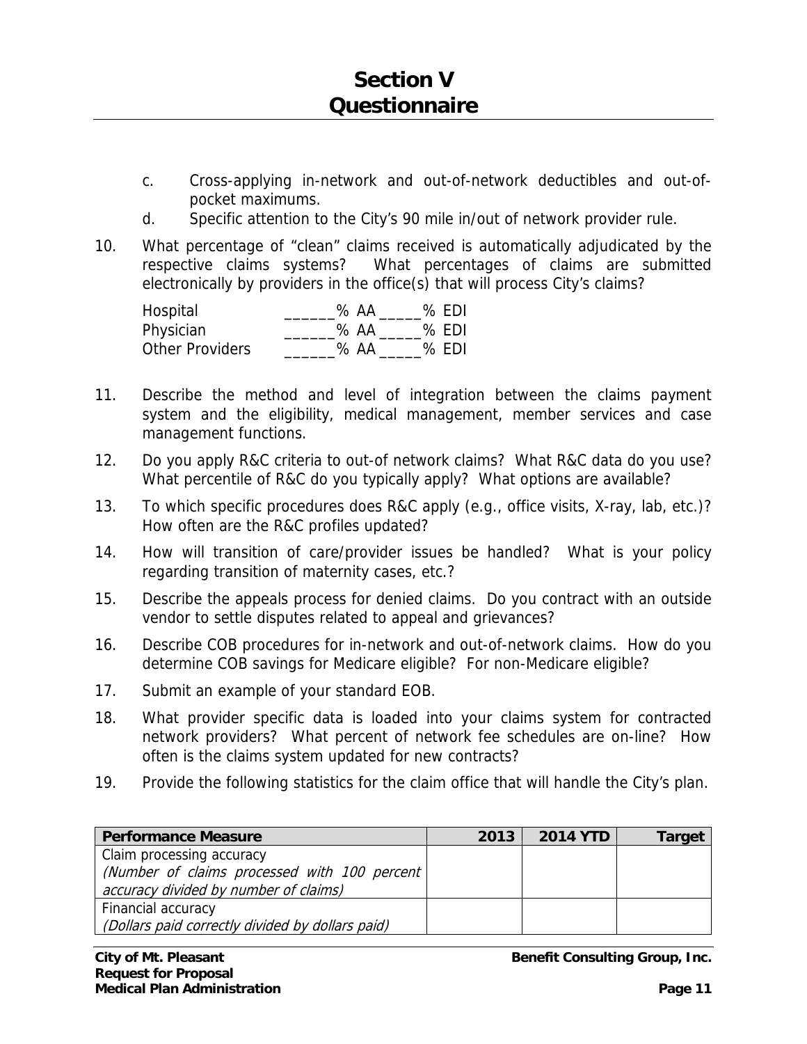# Section V
# Questionnaire

c. Cross-applying in-network and out-of-network deductibles and out-of-pocket maximums.

d. Specific attention to the City's 90 mile in/out of network provider rule.

10. What percentage of "clean" claims received is automatically adjudicated by the respective claims systems? What percentages of claims are submitted electronically by providers in the office(s) that will process City's claims?

| | | |
|---|---|---|
| Hospital | ______% AA | _____% EDI |
| Physician | ______% AA | _____% EDI |
| Other Providers | ______% AA | _____% EDI |

11. Describe the method and level of integration between the claims payment system and the eligibility, medical management, member services and case management functions.

12. Do you apply R&C criteria to out-of network claims? What R&C data do you use? What percentile of R&C do you typically apply? What options are available?

13. To which specific procedures does R&C apply (e.g., office visits, X-ray, lab, etc.)? How often are the R&C profiles updated?

14. How will transition of care/provider issues be handled? What is your policy regarding transition of maternity cases, etc.?

15. Describe the appeals process for denied claims. Do you contract with an outside vendor to settle disputes related to appeal and grievances?

16. Describe COB procedures for in-network and out-of-network claims. How do you determine COB savings for Medicare eligible? For non-Medicare eligible?

17. Submit an example of your standard EOB.

18. What provider specific data is loaded into your claims system for contracted network providers? What percent of network fee schedules are on-line? How often is the claims system updated for new contracts?

19. Provide the following statistics for the claim office that will handle the City's plan.

| Performance Measure | 2013 | 2014 YTD | Target |
|---|---|---|---|
| Claim processing accuracy<br>*(Number of claims processed with 100 percent accuracy divided by number of claims)* | | | |
| Financial accuracy<br>*(Dollars paid correctly divided by dollars paid)* | | | |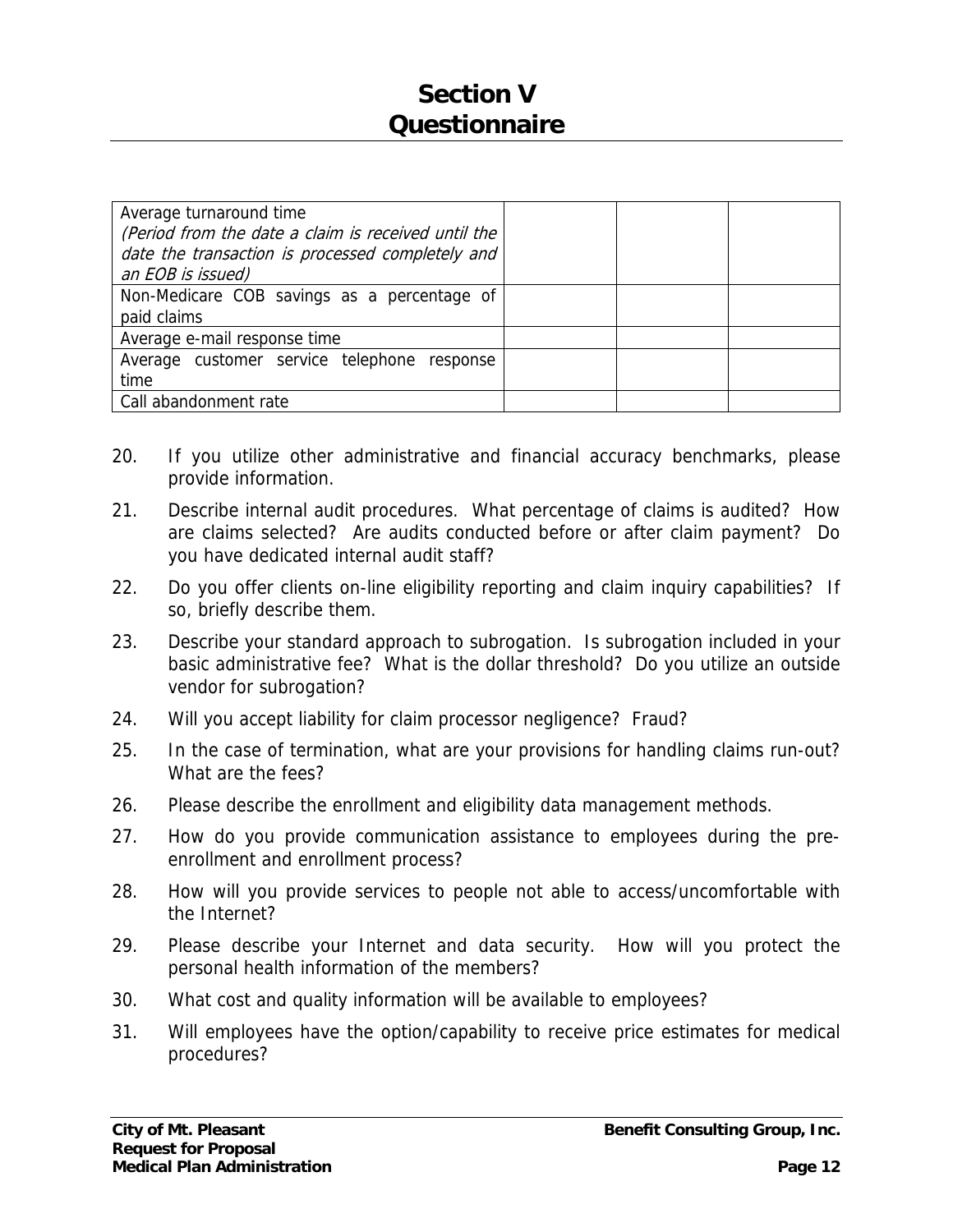# Section V
# Questionnaire

| | | | |
|---|---|---|---|
| Average turnaround time *(Period from the date a claim is received until the date the transaction is processed completely and an EOB is issued)* | | | |
| Non-Medicare COB savings as a percentage of paid claims | | | |
| Average e-mail response time | | | |
| Average customer service telephone response time | | | |
| Call abandonment rate | | | |

20. If you utilize other administrative and financial accuracy benchmarks, please provide information.

21. Describe internal audit procedures. What percentage of claims is audited? How are claims selected? Are audits conducted before or after claim payment? Do you have dedicated internal audit staff?

22. Do you offer clients on-line eligibility reporting and claim inquiry capabilities? If so, briefly describe them.

23. Describe your standard approach to subrogation. Is subrogation included in your basic administrative fee? What is the dollar threshold? Do you utilize an outside vendor for subrogation?

24. Will you accept liability for claim processor negligence? Fraud?

25. In the case of termination, what are your provisions for handling claims run-out? What are the fees?

26. Please describe the enrollment and eligibility data management methods.

27. How do you provide communication assistance to employees during the pre-enrollment and enrollment process?

28. How will you provide services to people not able to access/uncomfortable with the Internet?

29. Please describe your Internet and data security. How will you protect the personal health information of the members?

30. What cost and quality information will be available to employees?

31. Will employees have the option/capability to receive price estimates for medical procedures?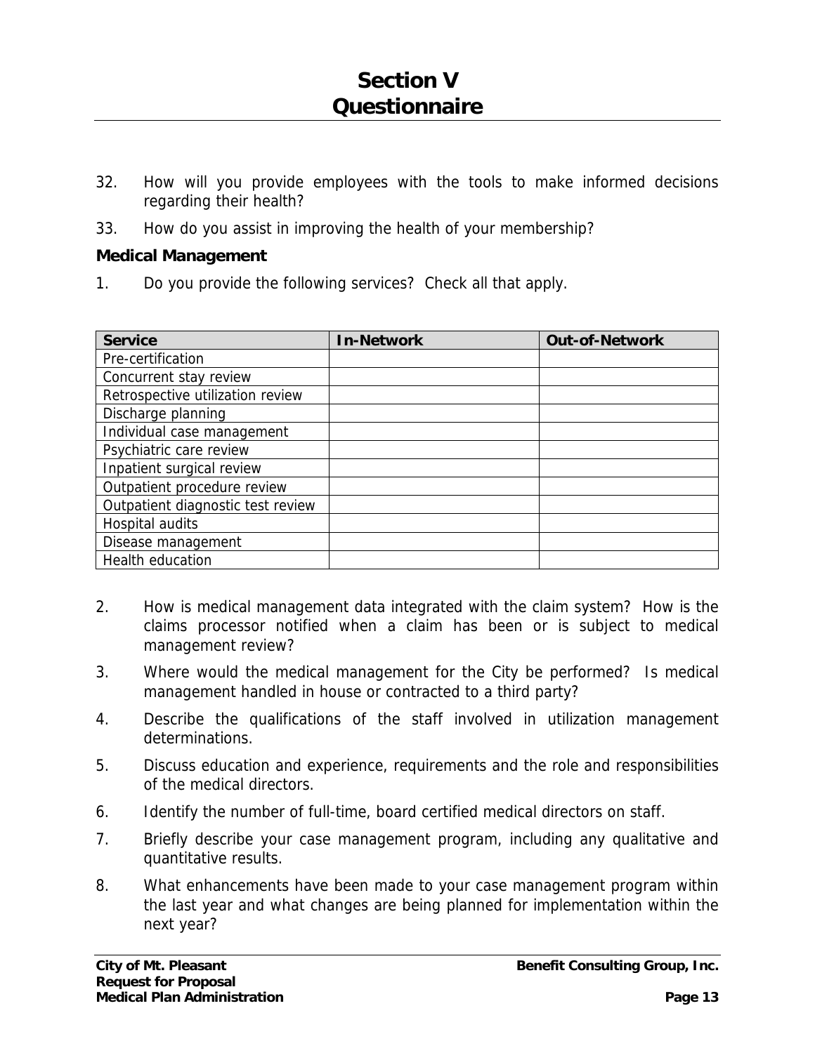# Section V
# Questionnaire

32. How will you provide employees with the tools to make informed decisions regarding their health?

33. How do you assist in improving the health of your membership?

### Medical Management

1. Do you provide the following services? Check all that apply.

| Service | In-Network | Out-of-Network |
|---|---|---|
| Pre-certification | | |
| Concurrent stay review | | |
| Retrospective utilization review | | |
| Discharge planning | | |
| Individual case management | | |
| Psychiatric care review | | |
| Inpatient surgical review | | |
| Outpatient procedure review | | |
| Outpatient diagnostic test review | | |
| Hospital audits | | |
| Disease management | | |
| Health education | | |

2. How is medical management data integrated with the claim system? How is the claims processor notified when a claim has been or is subject to medical management review?

3. Where would the medical management for the City be performed? Is medical management handled in house or contracted to a third party?

4. Describe the qualifications of the staff involved in utilization management determinations.

5. Discuss education and experience, requirements and the role and responsibilities of the medical directors.

6. Identify the number of full-time, board certified medical directors on staff.

7. Briefly describe your case management program, including any qualitative and quantitative results.

8. What enhancements have been made to your case management program within the last year and what changes are being planned for implementation within the next year?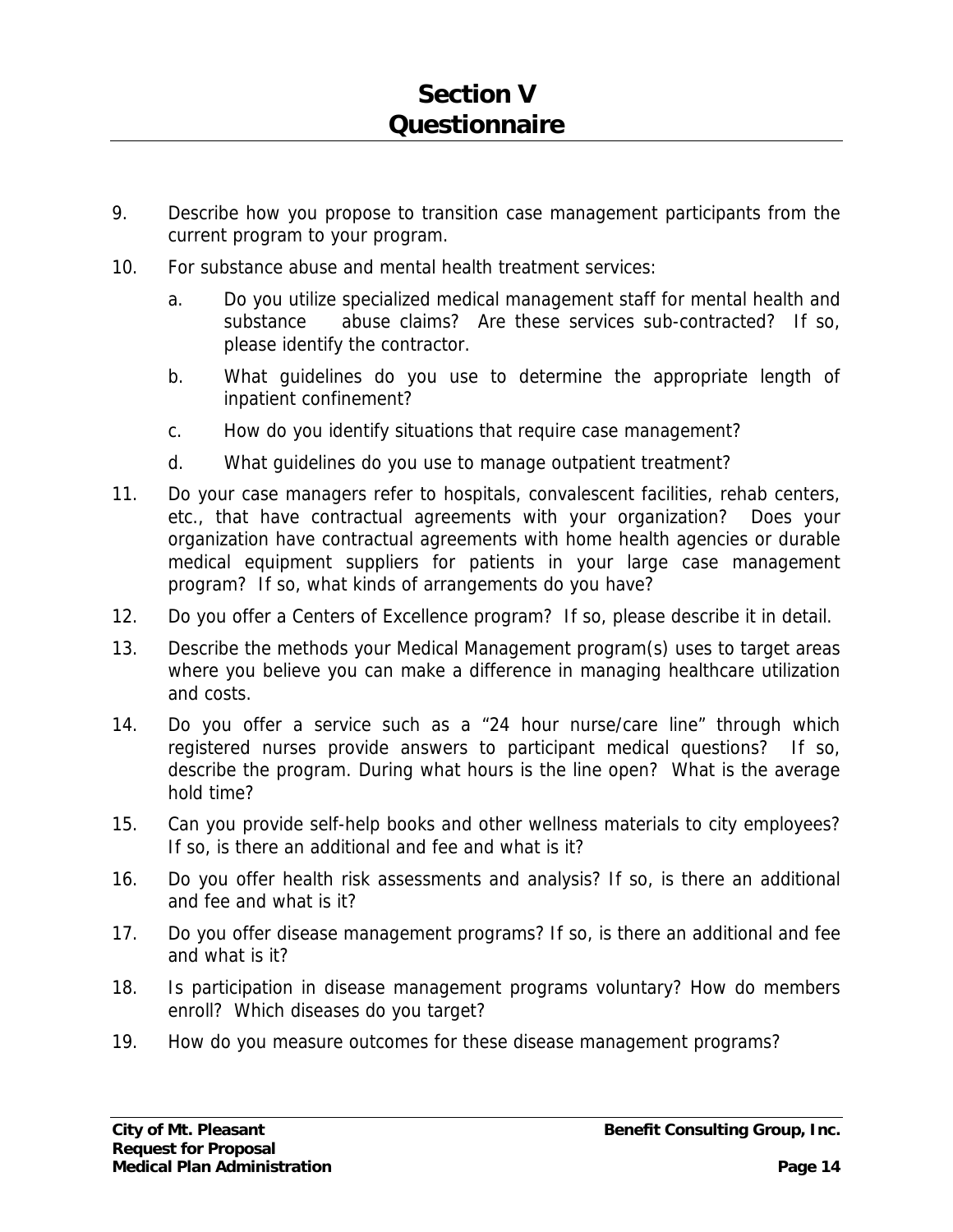# Section V
# Questionnaire

9. Describe how you propose to transition case management participants from the current program to your program.

10. For substance abuse and mental health treatment services:

    a. Do you utilize specialized medical management staff for mental health and substance abuse claims? Are these services sub-contracted? If so, please identify the contractor.

    b. What guidelines do you use to determine the appropriate length of inpatient confinement?

    c. How do you identify situations that require case management?

    d. What guidelines do you use to manage outpatient treatment?

11. Do your case managers refer to hospitals, convalescent facilities, rehab centers, etc., that have contractual agreements with your organization? Does your organization have contractual agreements with home health agencies or durable medical equipment suppliers for patients in your large case management program? If so, what kinds of arrangements do you have?

12. Do you offer a Centers of Excellence program? If so, please describe it in detail.

13. Describe the methods your Medical Management program(s) uses to target areas where you believe you can make a difference in managing healthcare utilization and costs.

14. Do you offer a service such as a "24 hour nurse/care line" through which registered nurses provide answers to participant medical questions? If so, describe the program. During what hours is the line open? What is the average hold time?

15. Can you provide self-help books and other wellness materials to city employees? If so, is there an additional and fee and what is it?

16. Do you offer health risk assessments and analysis? If so, is there an additional and fee and what is it?

17. Do you offer disease management programs? If so, is there an additional and fee and what is it?

18. Is participation in disease management programs voluntary? How do members enroll? Which diseases do you target?

19. How do you measure outcomes for these disease management programs?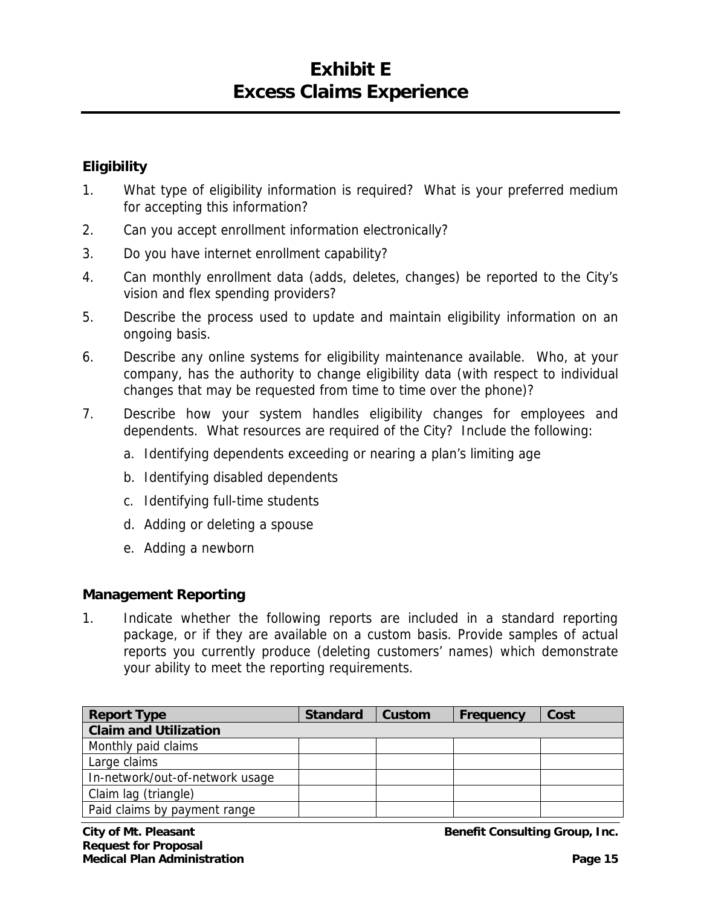# Exhibit E
# Excess Claims Experience

### Eligibility

1. What type of eligibility information is required? What is your preferred medium for accepting this information?
2. Can you accept enrollment information electronically?
3. Do you have internet enrollment capability?
4. Can monthly enrollment data (adds, deletes, changes) be reported to the City's vision and flex spending providers?
5. Describe the process used to update and maintain eligibility information on an ongoing basis.
6. Describe any online systems for eligibility maintenance available. Who, at your company, has the authority to change eligibility data (with respect to individual changes that may be requested from time to time over the phone)?
7. Describe how your system handles eligibility changes for employees and dependents. What resources are required of the City? Include the following:
   a. Identifying dependents exceeding or nearing a plan's limiting age
   b. Identifying disabled dependents
   c. Identifying full-time students
   d. Adding or deleting a spouse
   e. Adding a newborn

### Management Reporting

1. Indicate whether the following reports are included in a standard reporting package, or if they are available on a custom basis. Provide samples of actual reports you currently produce (deleting customers' names) which demonstrate your ability to meet the reporting requirements.

| Report Type | Standard | Custom | Frequency | Cost |
|---|---|---|---|---|
| **Claim and Utilization** | | | | |
| Monthly paid claims | | | | |
| Large claims | | | | |
| In-network/out-of-network usage | | | | |
| Claim lag (triangle) | | | | |
| Paid claims by payment range | | | | |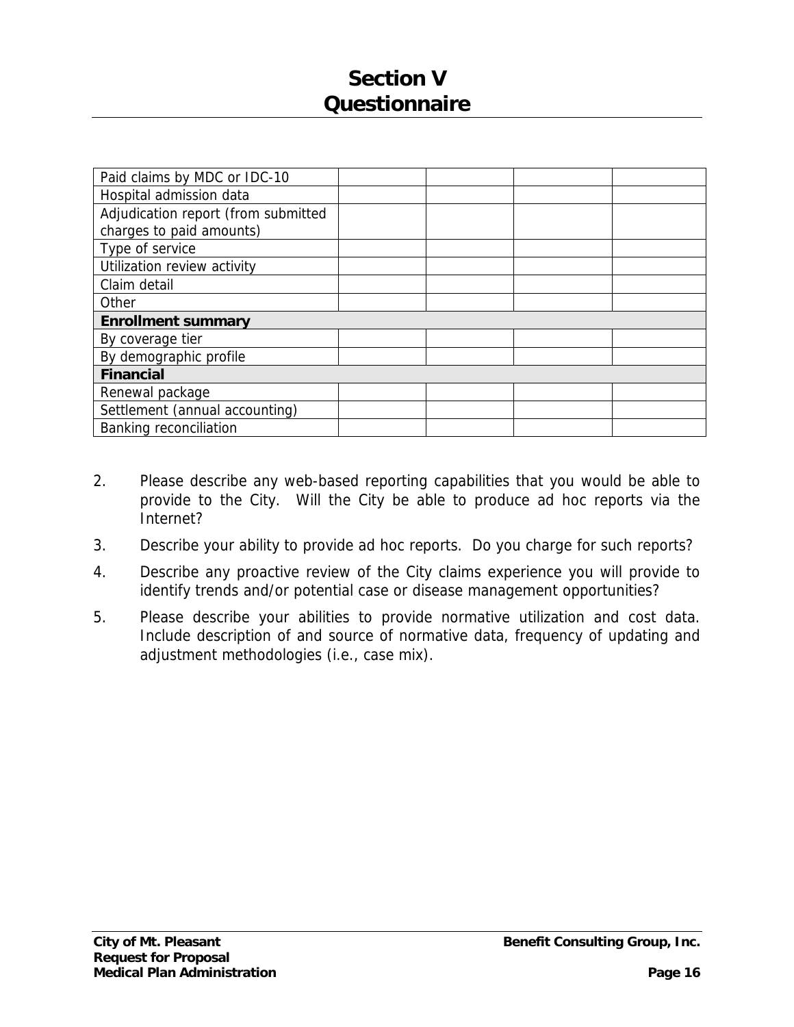# Section V
# Questionnaire

| | | | | |
|---|---|---|---|---|
| Paid claims by MDC or IDC-10 | | | | |
| Hospital admission data | | | | |
| Adjudication report (from submitted charges to paid amounts) | | | | |
| Type of service | | | | |
| Utilization review activity | | | | |
| Claim detail | | | | |
| Other | | | | |
| **Enrollment summary** | | | | |
| By coverage tier | | | | |
| By demographic profile | | | | |
| **Financial** | | | | |
| Renewal package | | | | |
| Settlement (annual accounting) | | | | |
| Banking reconciliation | | | | |

2. Please describe any web-based reporting capabilities that you would be able to provide to the City. Will the City be able to produce ad hoc reports via the Internet?

3. Describe your ability to provide ad hoc reports. Do you charge for such reports?

4. Describe any proactive review of the City claims experience you will provide to identify trends and/or potential case or disease management opportunities?

5. Please describe your abilities to provide normative utilization and cost data. Include description of and source of normative data, frequency of updating and adjustment methodologies (i.e., case mix).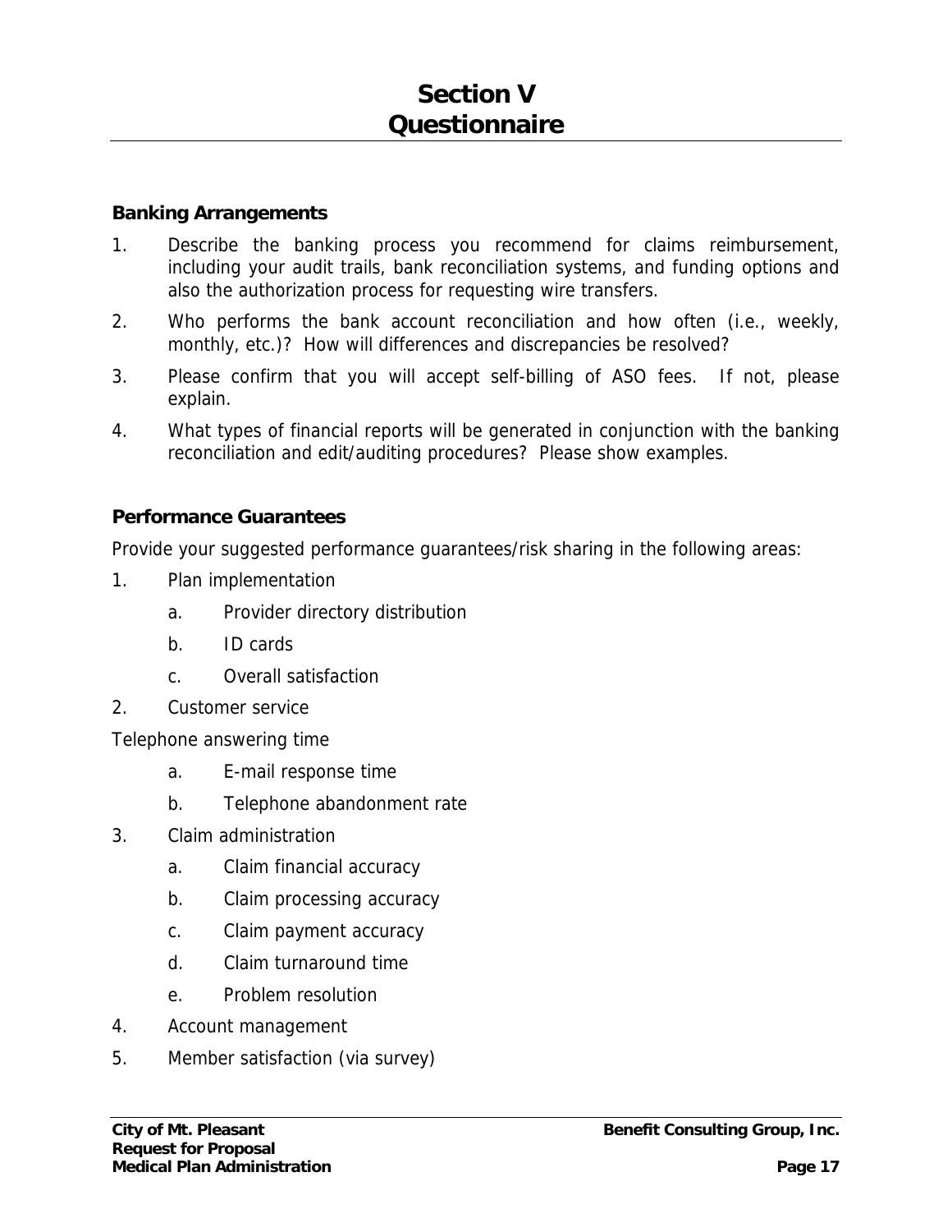# Section V
# Questionnaire

**Banking Arrangements**

1. Describe the banking process you recommend for claims reimbursement, including your audit trails, bank reconciliation systems, and funding options and also the authorization process for requesting wire transfers.
2. Who performs the bank account reconciliation and how often (i.e., weekly, monthly, etc.)? How will differences and discrepancies be resolved?
3. Please confirm that you will accept self-billing of ASO fees. If not, please explain.
4. What types of financial reports will be generated in conjunction with the banking reconciliation and edit/auditing procedures? Please show examples.

**Performance Guarantees**

Provide your suggested performance guarantees/risk sharing in the following areas:

1. Plan implementation
   a. Provider directory distribution
   b. ID cards
   c. Overall satisfaction
2. Customer service

Telephone answering time

   a. E-mail response time
   b. Telephone abandonment rate

3. Claim administration
   a. Claim financial accuracy
   b. Claim processing accuracy
   c. Claim payment accuracy
   d. Claim turnaround time
   e. Problem resolution
4. Account management
5. Member satisfaction (via survey)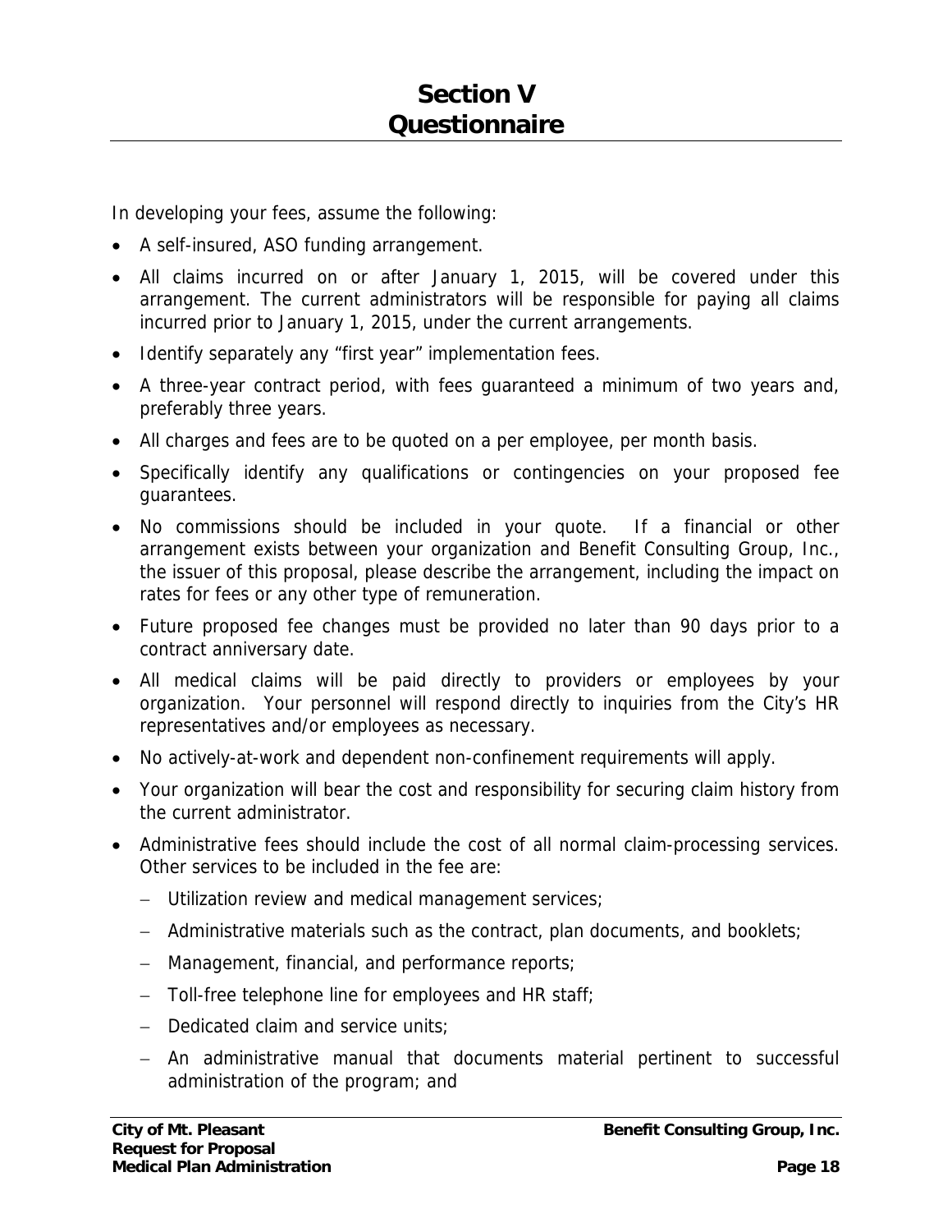# Section V
# Questionnaire

In developing your fees, assume the following:

- A self-insured, ASO funding arrangement.
- All claims incurred on or after January 1, 2015, will be covered under this arrangement. The current administrators will be responsible for paying all claims incurred prior to January 1, 2015, under the current arrangements.
- Identify separately any "first year" implementation fees.
- A three-year contract period, with fees guaranteed a minimum of two years and, preferably three years.
- All charges and fees are to be quoted on a per employee, per month basis.
- Specifically identify any qualifications or contingencies on your proposed fee guarantees.
- No commissions should be included in your quote. If a financial or other arrangement exists between your organization and Benefit Consulting Group, Inc., the issuer of this proposal, please describe the arrangement, including the impact on rates for fees or any other type of remuneration.
- Future proposed fee changes must be provided no later than 90 days prior to a contract anniversary date.
- All medical claims will be paid directly to providers or employees by your organization. Your personnel will respond directly to inquiries from the City's HR representatives and/or employees as necessary.
- No actively-at-work and dependent non-confinement requirements will apply.
- Your organization will bear the cost and responsibility for securing claim history from the current administrator.
- Administrative fees should include the cost of all normal claim-processing services. Other services to be included in the fee are:
  - Utilization review and medical management services;
  - Administrative materials such as the contract, plan documents, and booklets;
  - Management, financial, and performance reports;
  - Toll-free telephone line for employees and HR staff;
  - Dedicated claim and service units;
  - An administrative manual that documents material pertinent to successful administration of the program; and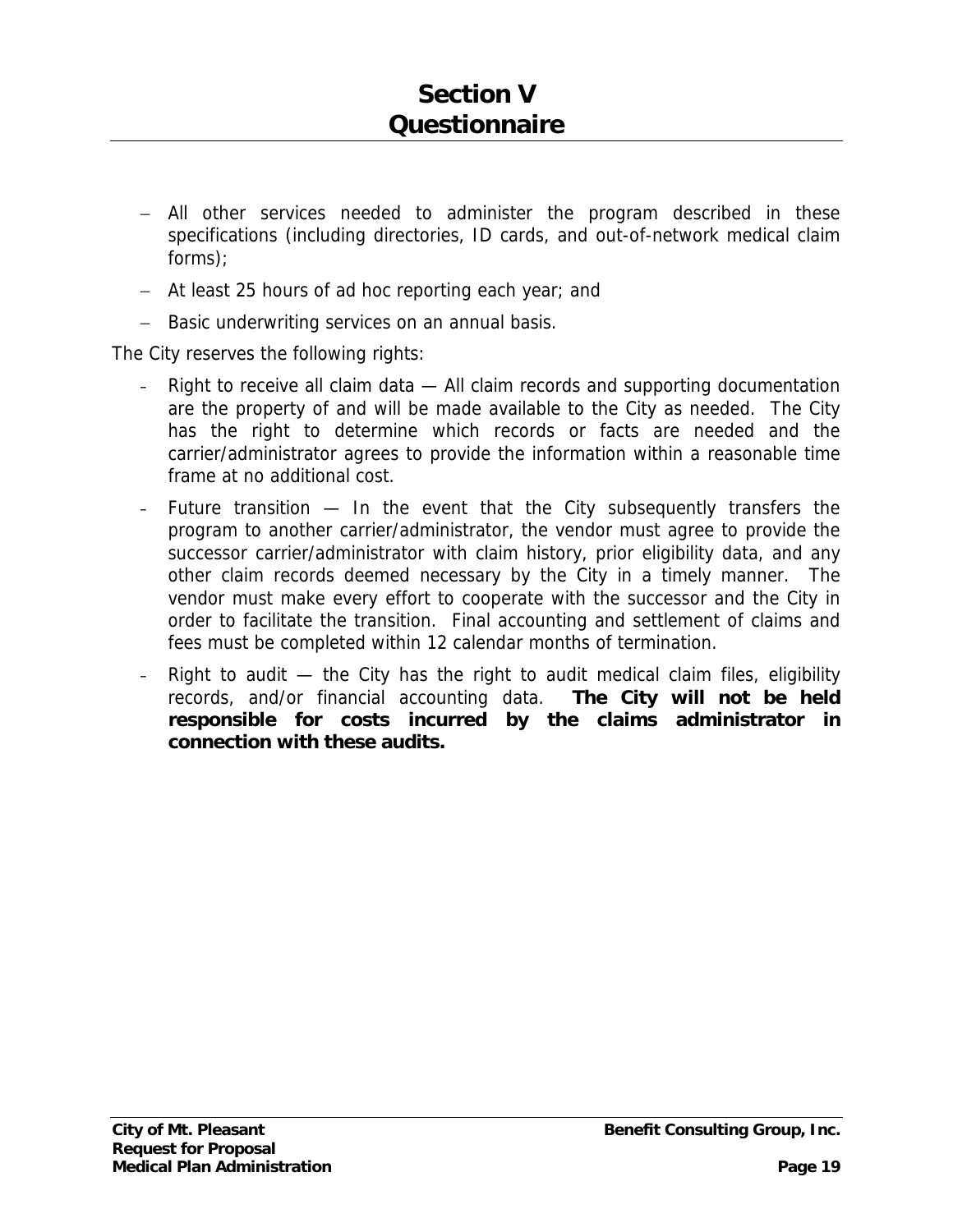# Section V
# Questionnaire

- All other services needed to administer the program described in these specifications (including directories, ID cards, and out-of-network medical claim forms);
- At least 25 hours of ad hoc reporting each year; and
- Basic underwriting services on an annual basis.

The City reserves the following rights:

- Right to receive all claim data — All claim records and supporting documentation are the property of and will be made available to the City as needed. The City has the right to determine which records or facts are needed and the carrier/administrator agrees to provide the information within a reasonable time frame at no additional cost.
- Future transition — In the event that the City subsequently transfers the program to another carrier/administrator, the vendor must agree to provide the successor carrier/administrator with claim history, prior eligibility data, and any other claim records deemed necessary by the City in a timely manner. The vendor must make every effort to cooperate with the successor and the City in order to facilitate the transition. Final accounting and settlement of claims and fees must be completed within 12 calendar months of termination.
- Right to audit — the City has the right to audit medical claim files, eligibility records, and/or financial accounting data. **The City will not be held responsible for costs incurred by the claims administrator in connection with these audits.**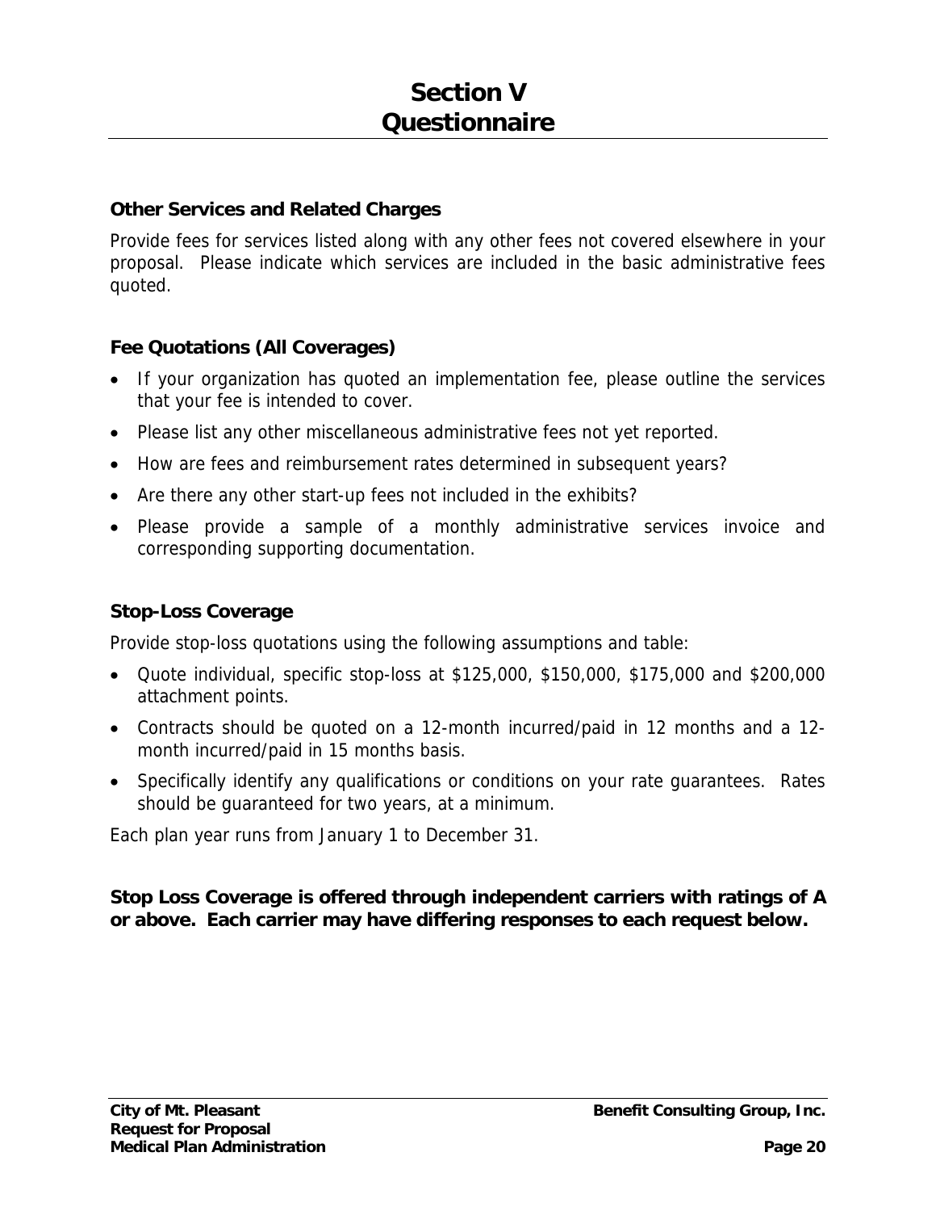# Section V
# Questionnaire

### Other Services and Related Charges

Provide fees for services listed along with any other fees not covered elsewhere in your proposal. Please indicate which services are included in the basic administrative fees quoted.

### Fee Quotations (All Coverages)

- If your organization has quoted an implementation fee, please outline the services that your fee is intended to cover.
- Please list any other miscellaneous administrative fees not yet reported.
- How are fees and reimbursement rates determined in subsequent years?
- Are there any other start-up fees not included in the exhibits?
- Please provide a sample of a monthly administrative services invoice and corresponding supporting documentation.

### Stop-Loss Coverage

Provide stop-loss quotations using the following assumptions and table:

- Quote individual, specific stop-loss at $125,000, $150,000, $175,000 and $200,000 attachment points.
- Contracts should be quoted on a 12-month incurred/paid in 12 months and a 12-month incurred/paid in 15 months basis.
- Specifically identify any qualifications or conditions on your rate guarantees. Rates should be guaranteed for two years, at a minimum.

Each plan year runs from January 1 to December 31.

**Stop Loss Coverage is offered through independent carriers with ratings of A or above. Each carrier may have differing responses to each request below.**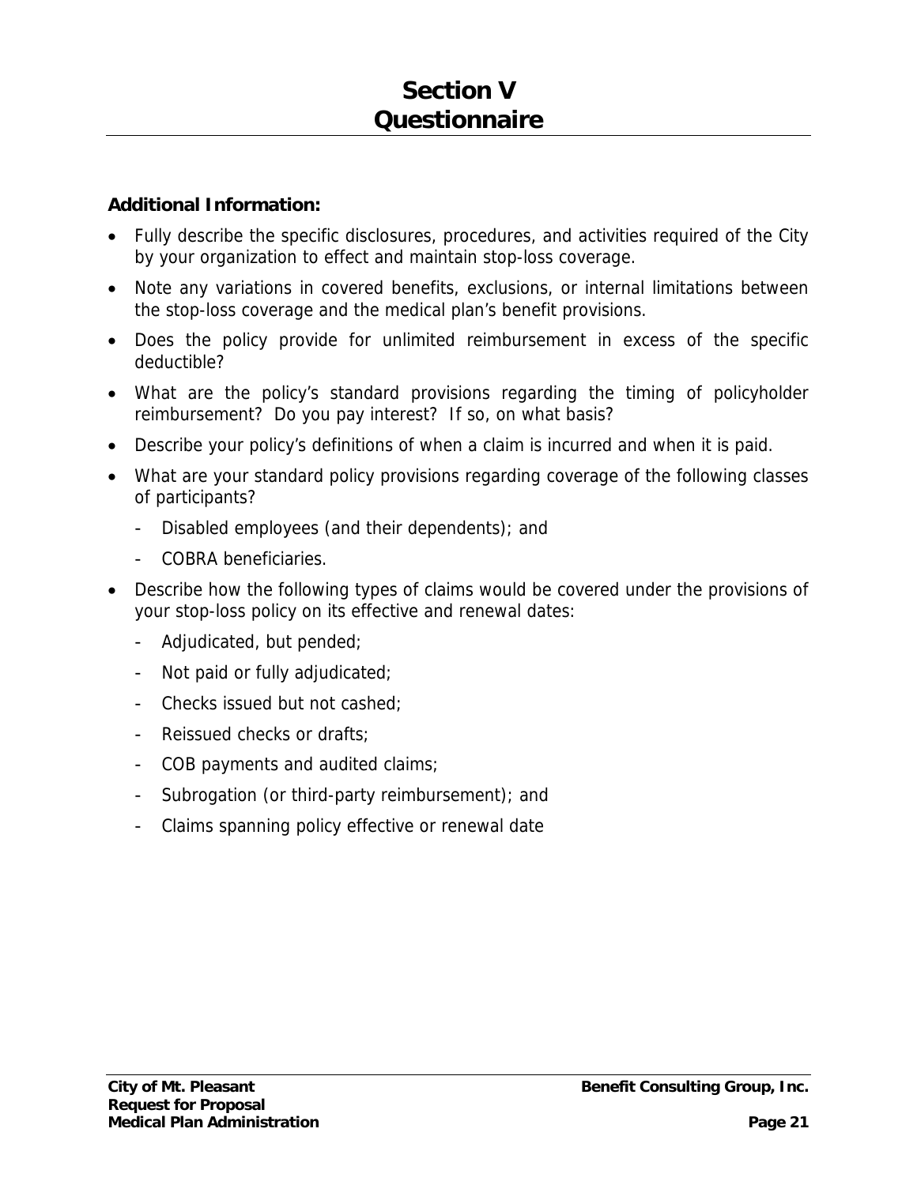# Section V
# Questionnaire

**Additional Information:**

- Fully describe the specific disclosures, procedures, and activities required of the City by your organization to effect and maintain stop-loss coverage.
- Note any variations in covered benefits, exclusions, or internal limitations between the stop-loss coverage and the medical plan's benefit provisions.
- Does the policy provide for unlimited reimbursement in excess of the specific deductible?
- What are the policy's standard provisions regarding the timing of policyholder reimbursement? Do you pay interest? If so, on what basis?
- Describe your policy's definitions of when a claim is incurred and when it is paid.
- What are your standard policy provisions regarding coverage of the following classes of participants?
  - Disabled employees (and their dependents); and
  - COBRA beneficiaries.
- Describe how the following types of claims would be covered under the provisions of your stop-loss policy on its effective and renewal dates:
  - Adjudicated, but pended;
  - Not paid or fully adjudicated;
  - Checks issued but not cashed;
  - Reissued checks or drafts;
  - COB payments and audited claims;
  - Subrogation (or third-party reimbursement); and
  - Claims spanning policy effective or renewal date